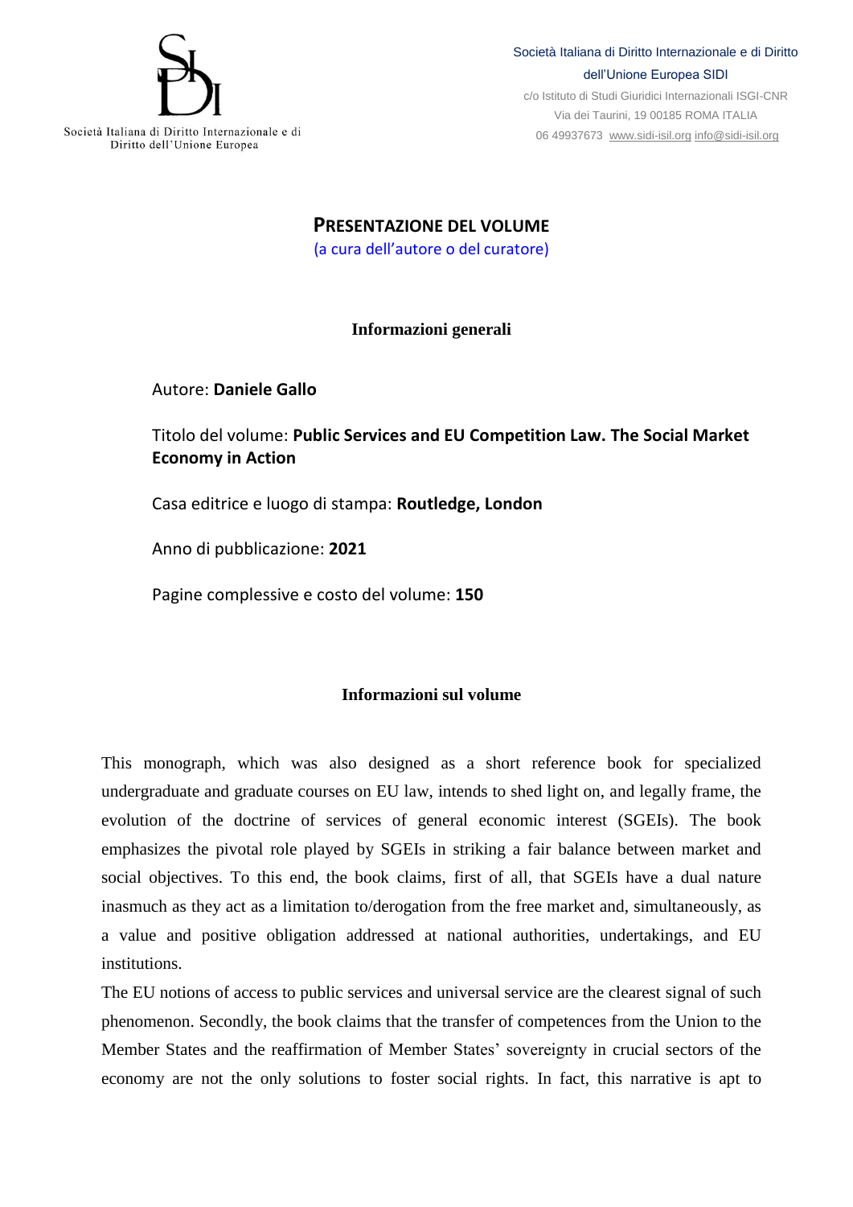Società Italiana di Diritto Internazionale e di Diritto dell'Unione Europea

Società Italiana di Diritto Internazionale e di Diritto dell'Unione Europea SIDI
c/o Istituto di Studi Giuridici Internazionali ISGI-CNR
Via dei Taurini, 19 00185 ROMA ITALIA
06 49937673 www.sidi-isil.org info@sidi-isil.org

# PRESENTAZIONE DEL VOLUME

(a cura dell'autore o del curatore)

## Informazioni generali

Autore: **Daniele Gallo**

Titolo del volume: **Public Services and EU Competition Law. The Social Market Economy in Action**

Casa editrice e luogo di stampa: **Routledge, London**

Anno di pubblicazione: **2021**

Pagine complessive e costo del volume: **150**

## Informazioni sul volume

This monograph, which was also designed as a short reference book for specialized undergraduate and graduate courses on EU law, intends to shed light on, and legally frame, the evolution of the doctrine of services of general economic interest (SGEIs). The book emphasizes the pivotal role played by SGEIs in striking a fair balance between market and social objectives. To this end, the book claims, first of all, that SGEIs have a dual nature inasmuch as they act as a limitation to/derogation from the free market and, simultaneously, as a value and positive obligation addressed at national authorities, undertakings, and EU institutions.

The EU notions of access to public services and universal service are the clearest signal of such phenomenon. Secondly, the book claims that the transfer of competences from the Union to the Member States and the reaffirmation of Member States' sovereignty in crucial sectors of the economy are not the only solutions to foster social rights. In fact, this narrative is apt to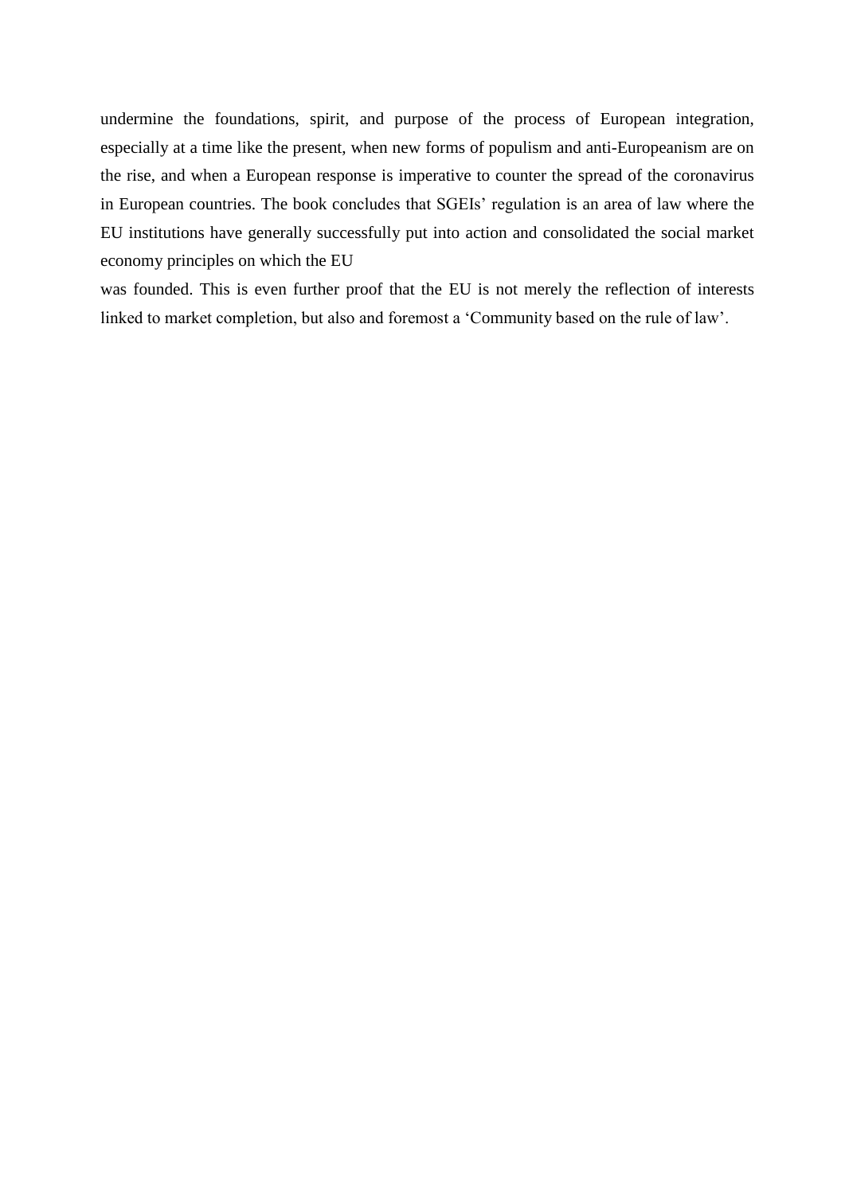undermine the foundations, spirit, and purpose of the process of European integration, especially at a time like the present, when new forms of populism and anti-Europeanism are on the rise, and when a European response is imperative to counter the spread of the coronavirus in European countries. The book concludes that SGEIs' regulation is an area of law where the EU institutions have generally successfully put into action and consolidated the social market economy principles on which the EU was founded. This is even further proof that the EU is not merely the reflection of interests linked to market completion, but also and foremost a 'Community based on the rule of law'.